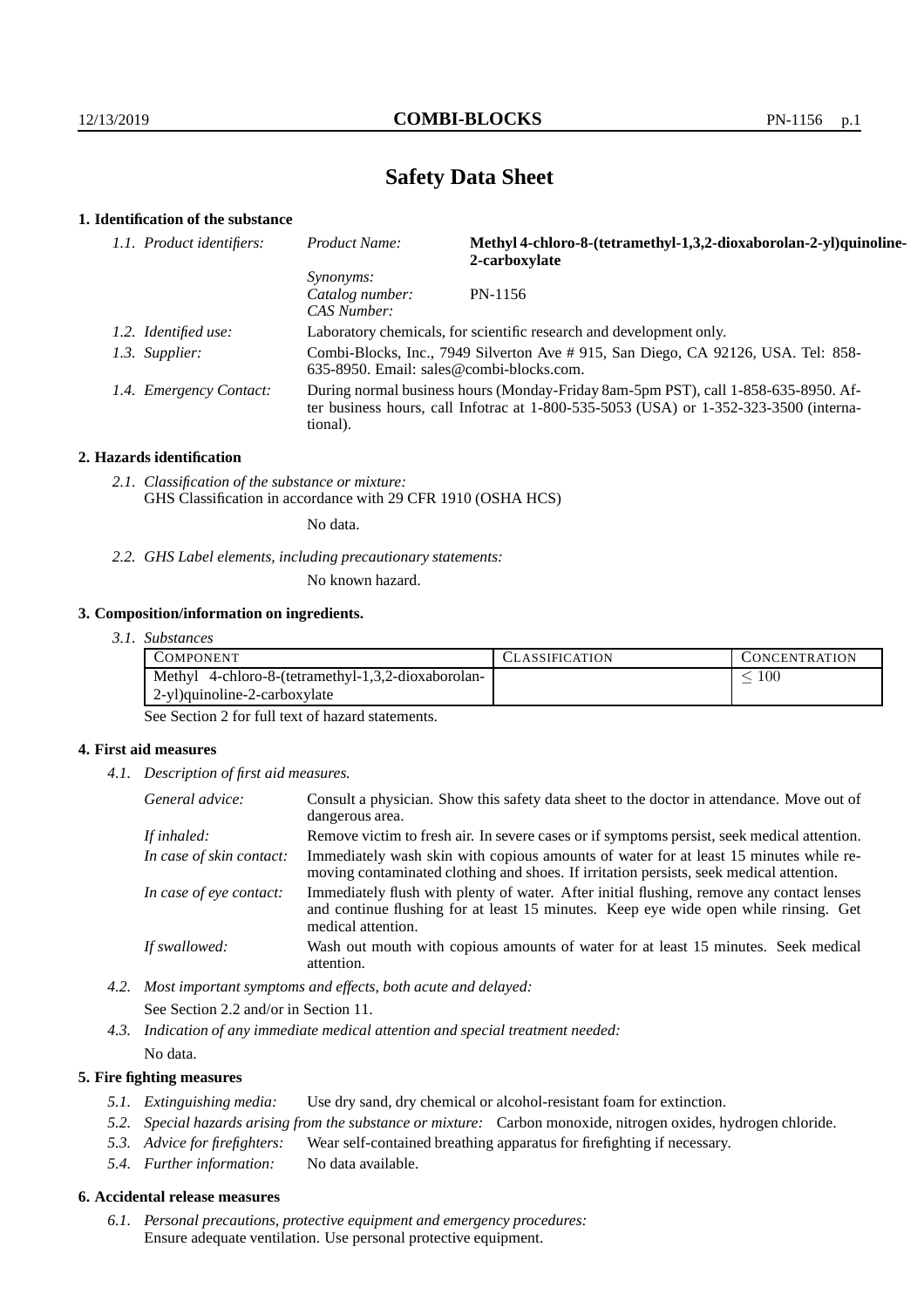# Safety Data Sheet

## 1. Identification of the substance

*1.1. Product identifiers:*

| | |
|---|---|
| *Product Name:* | **Methyl 4-chloro-8-(tetramethyl-1,3,2-dioxaborolan-2-yl)quinoline-2-carboxylate** |
| *Synonyms:* | |
| *Catalog number:* | PN-1156 |
| *CAS Number:* | |

*1.2. Identified use:* Laboratory chemicals, for scientific research and development only.

*1.3. Supplier:* Combi-Blocks, Inc., 7949 Silverton Ave # 915, San Diego, CA 92126, USA. Tel: 858-635-8950. Email: sales@combi-blocks.com.

*1.4. Emergency Contact:* During normal business hours (Monday-Friday 8am-5pm PST), call 1-858-635-8950. After business hours, call Infotrac at 1-800-535-5053 (USA) or 1-352-323-3500 (international).

## 2. Hazards identification

*2.1. Classification of the substance or mixture:*
GHS Classification in accordance with 29 CFR 1910 (OSHA HCS)

No data.

*2.2. GHS Label elements, including precautionary statements:*

No known hazard.

## 3. Composition/information on ingredients.

*3.1. Substances*

| COMPONENT | CLASSIFICATION | CONCENTRATION |
|---|---|---|
| Methyl 4-chloro-8-(tetramethyl-1,3,2-dioxaborolan-2-yl)quinoline-2-carboxylate | | $\leq 100$ |

See Section 2 for full text of hazard statements.

## 4. First aid measures

*4.1. Description of first aid measures.*

*General advice:* Consult a physician. Show this safety data sheet to the doctor in attendance. Move out of dangerous area.

*If inhaled:* Remove victim to fresh air. In severe cases or if symptoms persist, seek medical attention.

*In case of skin contact:* Immediately wash skin with copious amounts of water for at least 15 minutes while removing contaminated clothing and shoes. If irritation persists, seek medical attention.

*In case of eye contact:* Immediately flush with plenty of water. After initial flushing, remove any contact lenses and continue flushing for at least 15 minutes. Keep eye wide open while rinsing. Get medical attention.

*If swallowed:* Wash out mouth with copious amounts of water for at least 15 minutes. Seek medical attention.

*4.2. Most important symptoms and effects, both acute and delayed:*

See Section 2.2 and/or in Section 11.

*4.3. Indication of any immediate medical attention and special treatment needed:*

No data.

## 5. Fire fighting measures

*5.1. Extinguishing media:* Use dry sand, dry chemical or alcohol-resistant foam for extinction.

*5.2. Special hazards arising from the substance or mixture:* Carbon monoxide, nitrogen oxides, hydrogen chloride.

*5.3. Advice for firefighters:* Wear self-contained breathing apparatus for firefighting if necessary.

*5.4. Further information:* No data available.

## 6. Accidental release measures

*6.1. Personal precautions, protective equipment and emergency procedures:*
Ensure adequate ventilation. Use personal protective equipment.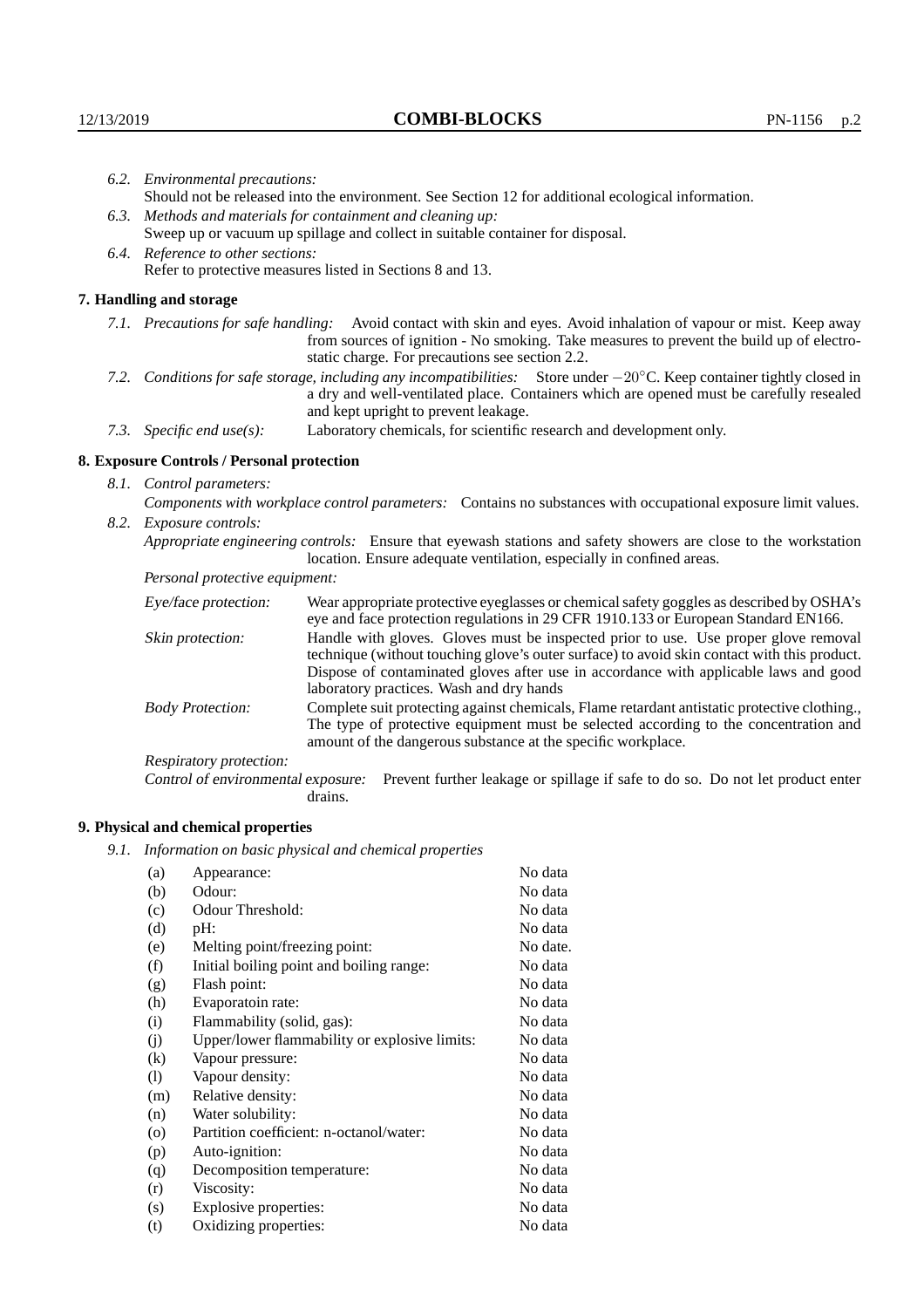*6.2. Environmental precautions:*
Should not be released into the environment. See Section 12 for additional ecological information.

*6.3. Methods and materials for containment and cleaning up:*
Sweep up or vacuum up spillage and collect in suitable container for disposal.

*6.4. Reference to other sections:*
Refer to protective measures listed in Sections 8 and 13.

## 7. Handling and storage

*7.1. Precautions for safe handling:* Avoid contact with skin and eyes. Avoid inhalation of vapour or mist. Keep away from sources of ignition - No smoking. Take measures to prevent the build up of electrostatic charge. For precautions see section 2.2.

*7.2. Conditions for safe storage, including any incompatibilities:* Store under $-20^{\circ}$C. Keep container tightly closed in a dry and well-ventilated place. Containers which are opened must be carefully resealed and kept upright to prevent leakage.

*7.3. Specific end use(s):* Laboratory chemicals, for scientific research and development only.

## 8. Exposure Controls / Personal protection

*8.1. Control parameters:*

*Components with workplace control parameters:* Contains no substances with occupational exposure limit values.

*8.2. Exposure controls:*

*Appropriate engineering controls:* Ensure that eyewash stations and safety showers are close to the workstation location. Ensure adequate ventilation, especially in confined areas.

*Personal protective equipment:*

*Eye/face protection:* Wear appropriate protective eyeglasses or chemical safety goggles as described by OSHA's eye and face protection regulations in 29 CFR 1910.133 or European Standard EN166.

*Skin protection:* Handle with gloves. Gloves must be inspected prior to use. Use proper glove removal technique (without touching glove's outer surface) to avoid skin contact with this product. Dispose of contaminated gloves after use in accordance with applicable laws and good laboratory practices. Wash and dry hands

*Body Protection:* Complete suit protecting against chemicals, Flame retardant antistatic protective clothing., The type of protective equipment must be selected according to the concentration and amount of the dangerous substance at the specific workplace.

*Respiratory protection:*

*Control of environmental exposure:* Prevent further leakage or spillage if safe to do so. Do not let product enter drains.

## 9. Physical and chemical properties

*9.1. Information on basic physical and chemical properties*

| | | |
|---|---|---|
| (a) | Appearance: | No data |
| (b) | Odour: | No data |
| (c) | Odour Threshold: | No data |
| (d) | pH: | No data |
| (e) | Melting point/freezing point: | No date. |
| (f) | Initial boiling point and boiling range: | No data |
| (g) | Flash point: | No data |
| (h) | Evaporatoin rate: | No data |
| (i) | Flammability (solid, gas): | No data |
| (j) | Upper/lower flammability or explosive limits: | No data |
| (k) | Vapour pressure: | No data |
| (l) | Vapour density: | No data |
| (m) | Relative density: | No data |
| (n) | Water solubility: | No data |
| (o) | Partition coefficient: n-octanol/water: | No data |
| (p) | Auto-ignition: | No data |
| (q) | Decomposition temperature: | No data |
| (r) | Viscosity: | No data |
| (s) | Explosive properties: | No data |
| (t) | Oxidizing properties: | No data |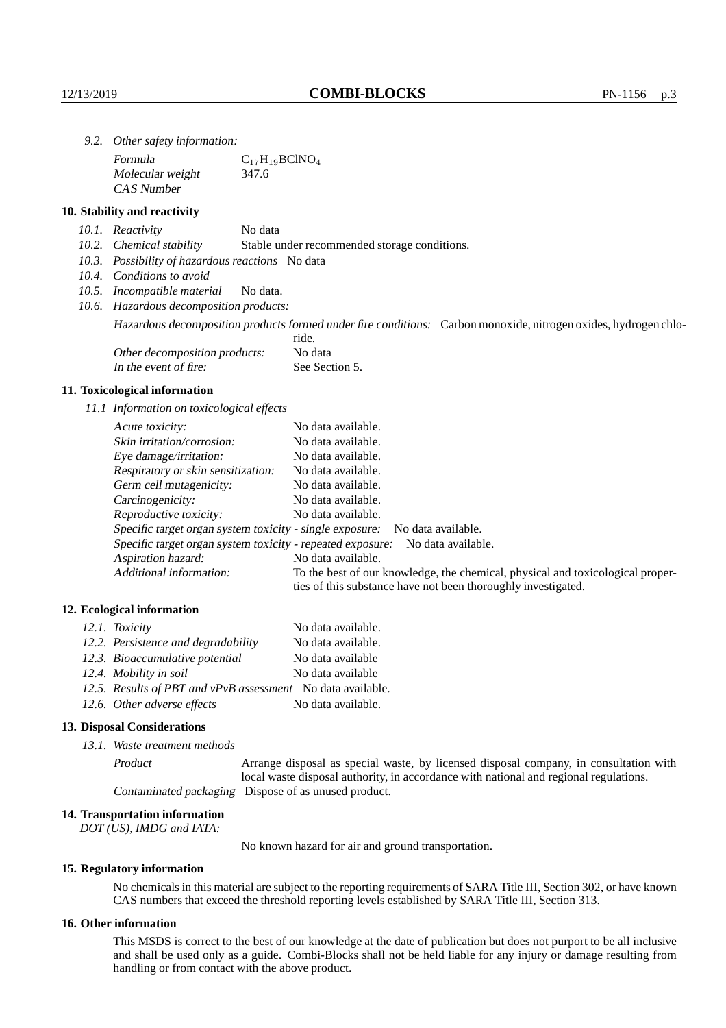*9.2. Other safety information:*

| | |
|---|---|
| *Formula* | $C_{17}H_{19}BClNO_4$ |
| *Molecular weight* | 347.6 |
| *CAS Number* | |

## 10. Stability and reactivity

*10.1. Reactivity* No data

*10.2. Chemical stability* Stable under recommended storage conditions.

*10.3. Possibility of hazardous reactions* No data

*10.4. Conditions to avoid*

*10.5. Incompatible material* No data.

*10.6. Hazardous decomposition products:*

*Hazardous decomposition products formed under fire conditions:* Carbon monoxide, nitrogen oxides, hydrogen chloride.

| | |
|---|---|
| *Other decomposition products:* | No data |
| *In the event of fire:* | See Section 5. |

## 11. Toxicological information

*11.1 Information on toxicological effects*

| | |
|---|---|
| *Acute toxicity:* | No data available. |
| *Skin irritation/corrosion:* | No data available. |
| *Eye damage/irritation:* | No data available. |
| *Respiratory or skin sensitization:* | No data available. |
| *Germ cell mutagenicity:* | No data available. |
| *Carcinogenicity:* | No data available. |
| *Reproductive toxicity:* | No data available. |
| *Specific target organ system toxicity - single exposure:* | No data available. |
| *Specific target organ system toxicity - repeated exposure:* | No data available. |
| *Aspiration hazard:* | No data available. |
| *Additional information:* | To the best of our knowledge, the chemical, physical and toxicological properties of this substance have not been thoroughly investigated. |

## 12. Ecological information

| | |
|---|---|
| *12.1. Toxicity* | No data available. |
| *12.2. Persistence and degradability* | No data available. |
| *12.3. Bioaccumulative potential* | No data available |
| *12.4. Mobility in soil* | No data available |
| *12.5. Results of PBT and vPvB assessment* | No data available. |
| *12.6. Other adverse effects* | No data available. |

## 13. Disposal Considerations

*13.1. Waste treatment methods*

| | |
|---|---|
| *Product* | Arrange disposal as special waste, by licensed disposal company, in consultation with local waste disposal authority, in accordance with national and regional regulations. |
| *Contaminated packaging* | Dispose of as unused product. |

## 14. Transportation information

*DOT (US), IMDG and IATA:*

No known hazard for air and ground transportation.

## 15. Regulatory information

No chemicals in this material are subject to the reporting requirements of SARA Title III, Section 302, or have known CAS numbers that exceed the threshold reporting levels established by SARA Title III, Section 313.

## 16. Other information

This MSDS is correct to the best of our knowledge at the date of publication but does not purport to be all inclusive and shall be used only as a guide. Combi-Blocks shall not be held liable for any injury or damage resulting from handling or from contact with the above product.